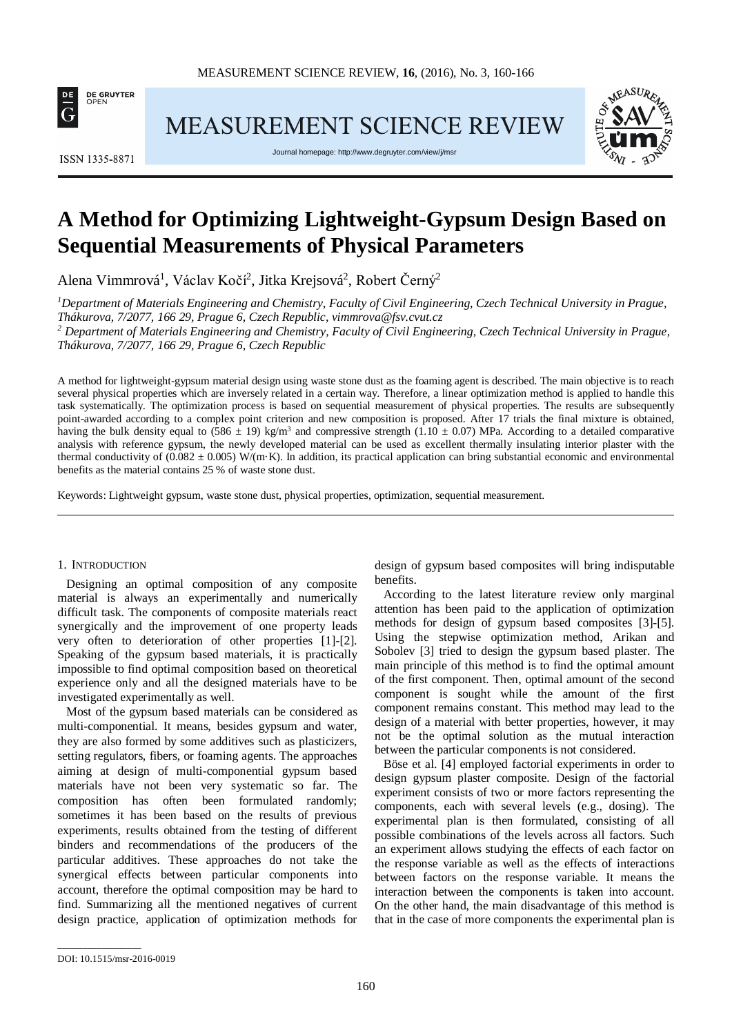# A Method for Optimizing Lightweight-Gypsum Design Based on Sequential Measurements of Physical Parameters

Alena Vimmrová[1], Václav Kočí[2], Jitka Krejsová[2], Robert Černý[2]

[1] *Department of Materials Engineering and Chemistry, Faculty of Civil Engineering, Czech Technical University in Prague, Thákurova, 7/2077, 166 29, Prague 6, Czech Republic, vimmrova@fsv.cvut.cz*

[2] *Department of Materials Engineering and Chemistry, Faculty of Civil Engineering, Czech Technical University in Prague, Thákurova, 7/2077, 166 29, Prague 6, Czech Republic*

A method for lightweight-gypsum material design using waste stone dust as the foaming agent is described. The main objective is to reach several physical properties which are inversely related in a certain way. Therefore, a linear optimization method is applied to handle this task systematically. The optimization process is based on sequential measurement of physical properties. The results are subsequently point-awarded according to a complex point criterion and new composition is proposed. After 17 trials the final mixture is obtained, having the bulk density equal to (586 ± 19) kg/m$^3$ and compressive strength (1.10 ± 0.07) MPa. According to a detailed comparative analysis with reference gypsum, the newly developed material can be used as excellent thermally insulating interior plaster with the thermal conductivity of (0.082 ± 0.005) W/(m·K). In addition, its practical application can bring substantial economic and environmental benefits as the material contains 25 % of waste stone dust.

Keywords: Lightweight gypsum, waste stone dust, physical properties, optimization, sequential measurement.

## 1. Introduction

Designing an optimal composition of any composite material is always an experimentally and numerically difficult task. The components of composite materials react synergically and the improvement of one property leads very often to deterioration of other properties [1]-[2]. Speaking of the gypsum based materials, it is practically impossible to find optimal composition based on theoretical experience only and all the designed materials have to be investigated experimentally as well.

Most of the gypsum based materials can be considered as multi-componential. It means, besides gypsum and water, they are also formed by some additives such as plasticizers, setting regulators, fibers, or foaming agents. The approaches aiming at design of multi-componential gypsum based materials have not been very systematic so far. The composition has often been formulated randomly; sometimes it has been based on the results of previous experiments, results obtained from the testing of different binders and recommendations of the producers of the particular additives. These approaches do not take the synergical effects between particular components into account, therefore the optimal composition may be hard to find. Summarizing all the mentioned negatives of current design practice, application of optimization methods for design of gypsum based composites will bring indisputable benefits.

According to the latest literature review only marginal attention has been paid to the application of optimization methods for design of gypsum based composites [3]-[5]. Using the stepwise optimization method, Arikan and Sobolev [3] tried to design the gypsum based plaster. The main principle of this method is to find the optimal amount of the first component. Then, optimal amount of the second component is sought while the amount of the first component remains constant. This method may lead to the design of a material with better properties, however, it may not be the optimal solution as the mutual interaction between the particular components is not considered.

Böse et al. [4] employed factorial experiments in order to design gypsum plaster composite. Design of the factorial experiment consists of two or more factors representing the components, each with several levels (e.g., dosing). The experimental plan is then formulated, consisting of all possible combinations of the levels across all factors. Such an experiment allows studying the effects of each factor on the response variable as well as the effects of interactions between factors on the response variable. It means the interaction between the components is taken into account. On the other hand, the main disadvantage of this method is that in the case of more components the experimental plan is

DOI: 10.1515/msr-2016-0019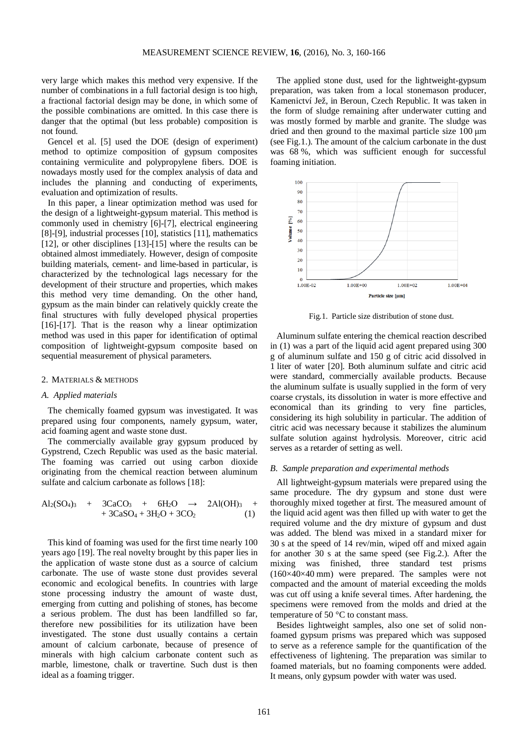very large which makes this method very expensive. If the number of combinations in a full factorial design is too high, a fractional factorial design may be done, in which some of the possible combinations are omitted. In this case there is danger that the optimal (but less probable) composition is not found.

Gencel et al. [5] used the DOE (design of experiment) method to optimize composition of gypsum composites containing vermiculite and polypropylene fibers. DOE is nowadays mostly used for the complex analysis of data and includes the planning and conducting of experiments, evaluation and optimization of results.

In this paper, a linear optimization method was used for the design of a lightweight-gypsum material. This method is commonly used in chemistry [6]-[7], electrical engineering [8]-[9], industrial processes [10], statistics [11], mathematics [12], or other disciplines [13]-[15] where the results can be obtained almost immediately. However, design of composite building materials, cement- and lime-based in particular, is characterized by the technological lags necessary for the development of their structure and properties, which makes this method very time demanding. On the other hand, gypsum as the main binder can relatively quickly create the final structures with fully developed physical properties [16]-[17]. That is the reason why a linear optimization method was used in this paper for identification of optimal composition of lightweight-gypsum composite based on sequential measurement of physical parameters.

## 2. Materials & methods

### *A. Applied materials*

The chemically foamed gypsum was investigated. It was prepared using four components, namely gypsum, water, acid foaming agent and waste stone dust.

The commercially available gray gypsum produced by Gypstrend, Czech Republic was used as the basic material. The foaming was carried out using carbon dioxide originating from the chemical reaction between aluminum sulfate and calcium carbonate as follows [18]:

$$Al_2(SO_4)_3 + 3CaCO_3 + 6H_2O \rightarrow 2Al(OH)_3 + 3CaSO_4 + 3H_2O + 3CO_2 \quad (1)$$

This kind of foaming was used for the first time nearly 100 years ago [19]. The real novelty brought by this paper lies in the application of waste stone dust as a source of calcium carbonate. The use of waste stone dust provides several economic and ecological benefits. In countries with large stone processing industry the amount of waste dust, emerging from cutting and polishing of stones, has become a serious problem. The dust has been landfilled so far, therefore new possibilities for its utilization have been investigated. The stone dust usually contains a certain amount of calcium carbonate, because of presence of minerals with high calcium carbonate content such as marble, limestone, chalk or travertine. Such dust is then ideal as a foaming trigger.

The applied stone dust, used for the lightweight-gypsum preparation, was taken from a local stonemason producer, Kamenictví Jež, in Beroun, Czech Republic. It was taken in the form of sludge remaining after underwater cutting and was mostly formed by marble and granite. The sludge was dried and then ground to the maximal particle size 100 μm (see Fig.1.). The amount of the calcium carbonate in the dust was 68 %, which was sufficient enough for successful foaming initiation.

Fig.1. Particle size distribution of stone dust.

Aluminum sulfate entering the chemical reaction described in (1) was a part of the liquid acid agent prepared using 300 g of aluminum sulfate and 150 g of citric acid dissolved in 1 liter of water [20]. Both aluminum sulfate and citric acid were standard, commercially available products. Because the aluminum sulfate is usually supplied in the form of very coarse crystals, its dissolution in water is more effective and economical than its grinding to very fine particles, considering its high solubility in particular. The addition of citric acid was necessary because it stabilizes the aluminum sulfate solution against hydrolysis. Moreover, citric acid serves as a retarder of setting as well.

### *B. Sample preparation and experimental methods*

All lightweight-gypsum materials were prepared using the same procedure. The dry gypsum and stone dust were thoroughly mixed together at first. The measured amount of the liquid acid agent was then filled up with water to get the required volume and the dry mixture of gypsum and dust was added. The blend was mixed in a standard mixer for 30 s at the speed of 14 rev/min, wiped off and mixed again for another 30 s at the same speed (see Fig.2.). After the mixing was finished, three standard test prisms (160×40×40 mm) were prepared. The samples were not compacted and the amount of material exceeding the molds was cut off using a knife several times. After hardening, the specimens were removed from the molds and dried at the temperature of 50 °C to constant mass.

Besides lightweight samples, also one set of solid non-foamed gypsum prisms was prepared which was supposed to serve as a reference sample for the quantification of the effectiveness of lightening. The preparation was similar to foamed materials, but no foaming components were added. It means, only gypsum powder with water was used.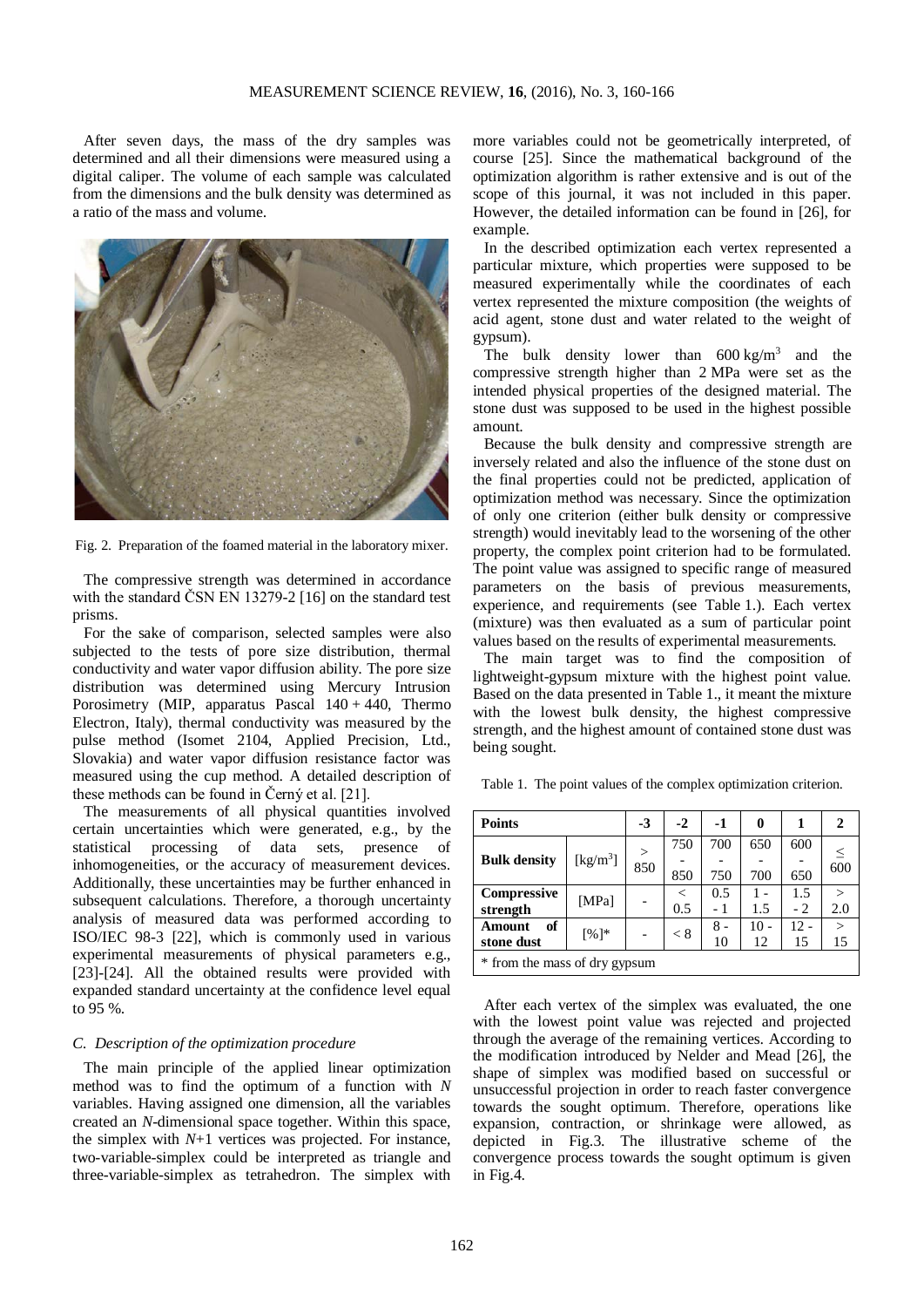After seven days, the mass of the dry samples was determined and all their dimensions were measured using a digital caliper. The volume of each sample was calculated from the dimensions and the bulk density was determined as a ratio of the mass and volume.

Fig. 2. Preparation of the foamed material in the laboratory mixer.

The compressive strength was determined in accordance with the standard ČSN EN 13279-2 [16] on the standard test prisms.

For the sake of comparison, selected samples were also subjected to the tests of pore size distribution, thermal conductivity and water vapor diffusion ability. The pore size distribution was determined using Mercury Intrusion Porosimetry (MIP, apparatus Pascal 140 + 440, Thermo Electron, Italy), thermal conductivity was measured by the pulse method (Isomet 2104, Applied Precision, Ltd., Slovakia) and water vapor diffusion resistance factor was measured using the cup method. A detailed description of these methods can be found in Černý et al. [21].

The measurements of all physical quantities involved certain uncertainties which were generated, e.g., by the statistical processing of data sets, presence of inhomogeneities, or the accuracy of measurement devices. Additionally, these uncertainties may be further enhanced in subsequent calculations. Therefore, a thorough uncertainty analysis of measured data was performed according to ISO/IEC 98-3 [22], which is commonly used in various experimental measurements of physical parameters e.g., [23]-[24]. All the obtained results were provided with expanded standard uncertainty at the confidence level equal to 95 %.

### C. Description of the optimization procedure

The main principle of the applied linear optimization method was to find the optimum of a function with $N$ variables. Having assigned one dimension, all the variables created an $N$-dimensional space together. Within this space, the simplex with $N$+1 vertices was projected. For instance, two-variable-simplex could be interpreted as triangle and three-variable-simplex as tetrahedron. The simplex with more variables could not be geometrically interpreted, of course [25]. Since the mathematical background of the optimization algorithm is rather extensive and is out of the scope of this journal, it was not included in this paper. However, the detailed information can be found in [26], for example.

In the described optimization each vertex represented a particular mixture, which properties were supposed to be measured experimentally while the coordinates of each vertex represented the mixture composition (the weights of acid agent, stone dust and water related to the weight of gypsum).

The bulk density lower than 600 kg/m$^3$ and the compressive strength higher than 2 MPa were set as the intended physical properties of the designed material. The stone dust was supposed to be used in the highest possible amount.

Because the bulk density and compressive strength are inversely related and also the influence of the stone dust on the final properties could not be predicted, application of optimization method was necessary. Since the optimization of only one criterion (either bulk density or compressive strength) would inevitably lead to the worsening of the other property, the complex point criterion had to be formulated. The point value was assigned to specific range of measured parameters on the basis of previous measurements, experience, and requirements (see Table 1.). Each vertex (mixture) was then evaluated as a sum of particular point values based on the results of experimental measurements.

The main target was to find the composition of lightweight-gypsum mixture with the highest point value. Based on the data presented in Table 1., it meant the mixture with the lowest bulk density, the highest compressive strength, and the highest amount of contained stone dust was being sought.

Table 1. The point values of the complex optimization criterion.

| Points | | -3 | -2 | -1 | 0 | 1 | 2 |
|---|---|---|---|---|---|---|---|
| Bulk density | [kg/m$^3$] | > 850 | 750 - 850 | 700 - 750 | 650 - 700 | 600 - 650 | ≤ 600 |
| Compressive strength | [MPa] | - | < 0.5 | 0.5 - 1 | 1 - 1.5 | 1.5 - 2 | > 2.0 |
| Amount of stone dust | [%]* | - | < 8 | 8 - 10 | 10 - 12 | 12 - 15 | > 15 |

\* from the mass of dry gypsum

After each vertex of the simplex was evaluated, the one with the lowest point value was rejected and projected through the average of the remaining vertices. According to the modification introduced by Nelder and Mead [26], the shape of simplex was modified based on successful or unsuccessful projection in order to reach faster convergence towards the sought optimum. Therefore, operations like expansion, contraction, or shrinkage were allowed, as depicted in Fig.3. The illustrative scheme of the convergence process towards the sought optimum is given in Fig.4.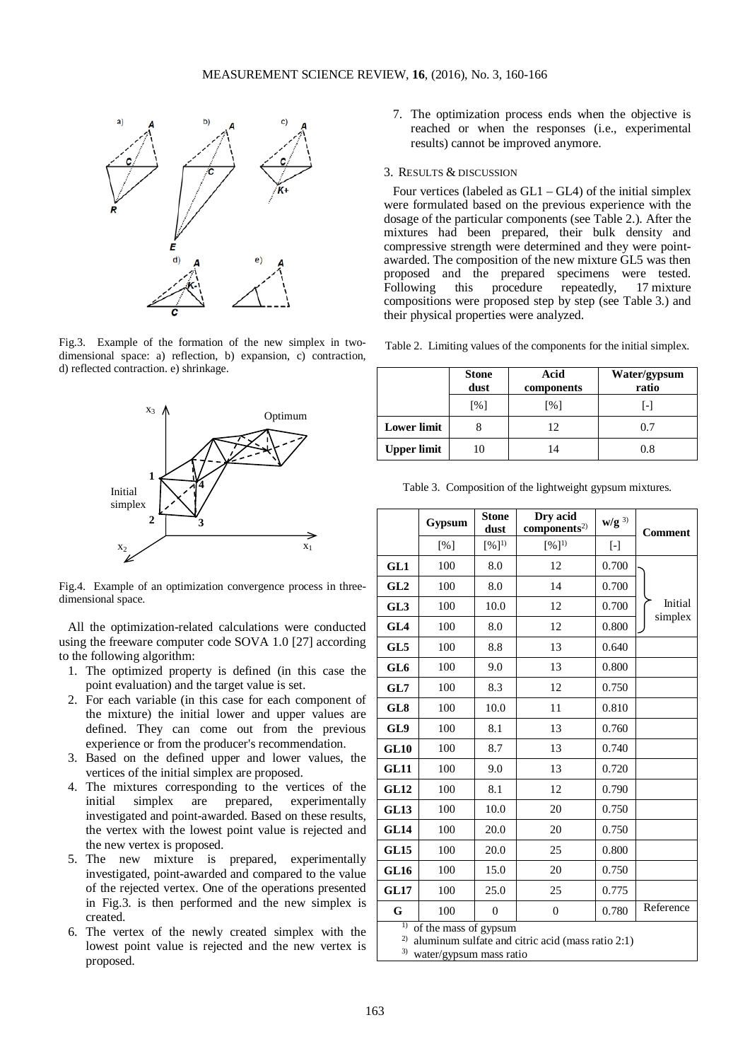Fig.3. Example of the formation of the new simplex in two-dimensional space: a) reflection, b) expansion, c) contraction, d) reflected contraction. e) shrinkage.

Fig.4. Example of an optimization convergence process in three-dimensional space.

All the optimization-related calculations were conducted using the freeware computer code SOVA 1.0 [27] according to the following algorithm:

1. The optimized property is defined (in this case the point evaluation) and the target value is set.
2. For each variable (in this case for each component of the mixture) the initial lower and upper values are defined. They can come out from the previous experience or from the producer's recommendation.
3. Based on the defined upper and lower values, the vertices of the initial simplex are proposed.
4. The mixtures corresponding to the vertices of the initial simplex are prepared, experimentally investigated and point-awarded. Based on these results, the vertex with the lowest point value is rejected and the new vertex is proposed.
5. The new mixture is prepared, experimentally investigated, point-awarded and compared to the value of the rejected vertex. One of the operations presented in Fig.3. is then performed and the new simplex is created.
6. The vertex of the newly created simplex with the lowest point value is rejected and the new vertex is proposed.
7. The optimization process ends when the objective is reached or when the responses (i.e., experimental results) cannot be improved anymore.

## 3. Results & discussion

Four vertices (labeled as GL1 – GL4) of the initial simplex were formulated based on the previous experience with the dosage of the particular components (see Table 2.). After the mixtures had been prepared, their bulk density and compressive strength were determined and they were point-awarded. The composition of the new mixture GL5 was then proposed and the prepared specimens were tested. Following this procedure repeatedly, 17 mixture compositions were proposed step by step (see Table 3.) and their physical properties were analyzed.

Table 2. Limiting values of the components for the initial simplex.

| | Stone dust | Acid components | Water/gypsum ratio |
|---|---|---|---|
| | [%] | [%] | [-] |
| **Lower limit** | 8 | 12 | 0.7 |
| **Upper limit** | 10 | 14 | 0.8 |

Table 3. Composition of the lightweight gypsum mixtures.

| | Gypsum | Stone dust | Dry acid components[2] | w/g [3] | Comment |
|---|---|---|---|---|---|
| | [%] | [%][1] | [%][1] | [-] | |
| **GL1** | 100 | 8.0 | 12 | 0.700 | Initial simplex |
| **GL2** | 100 | 8.0 | 14 | 0.700 | |
| **GL3** | 100 | 10.0 | 12 | 0.700 | |
| **GL4** | 100 | 8.0 | 12 | 0.800 | |
| **GL5** | 100 | 8.8 | 13 | 0.640 | |
| **GL6** | 100 | 9.0 | 13 | 0.800 | |
| **GL7** | 100 | 8.3 | 12 | 0.750 | |
| **GL8** | 100 | 10.0 | 11 | 0.810 | |
| **GL9** | 100 | 8.1 | 13 | 0.760 | |
| **GL10** | 100 | 8.7 | 13 | 0.740 | |
| **GL11** | 100 | 9.0 | 13 | 0.720 | |
| **GL12** | 100 | 8.1 | 12 | 0.790 | |
| **GL13** | 100 | 10.0 | 20 | 0.750 | |
| **GL14** | 100 | 20.0 | 20 | 0.750 | |
| **GL15** | 100 | 20.0 | 25 | 0.800 | |
| **GL16** | 100 | 15.0 | 20 | 0.750 | |
| **GL17** | 100 | 25.0 | 25 | 0.775 | |
| **G** | 100 | 0 | 0 | 0.780 | Reference |

[1] of the mass of gypsum
[2] aluminum sulfate and citric acid (mass ratio 2:1)
[3] water/gypsum mass ratio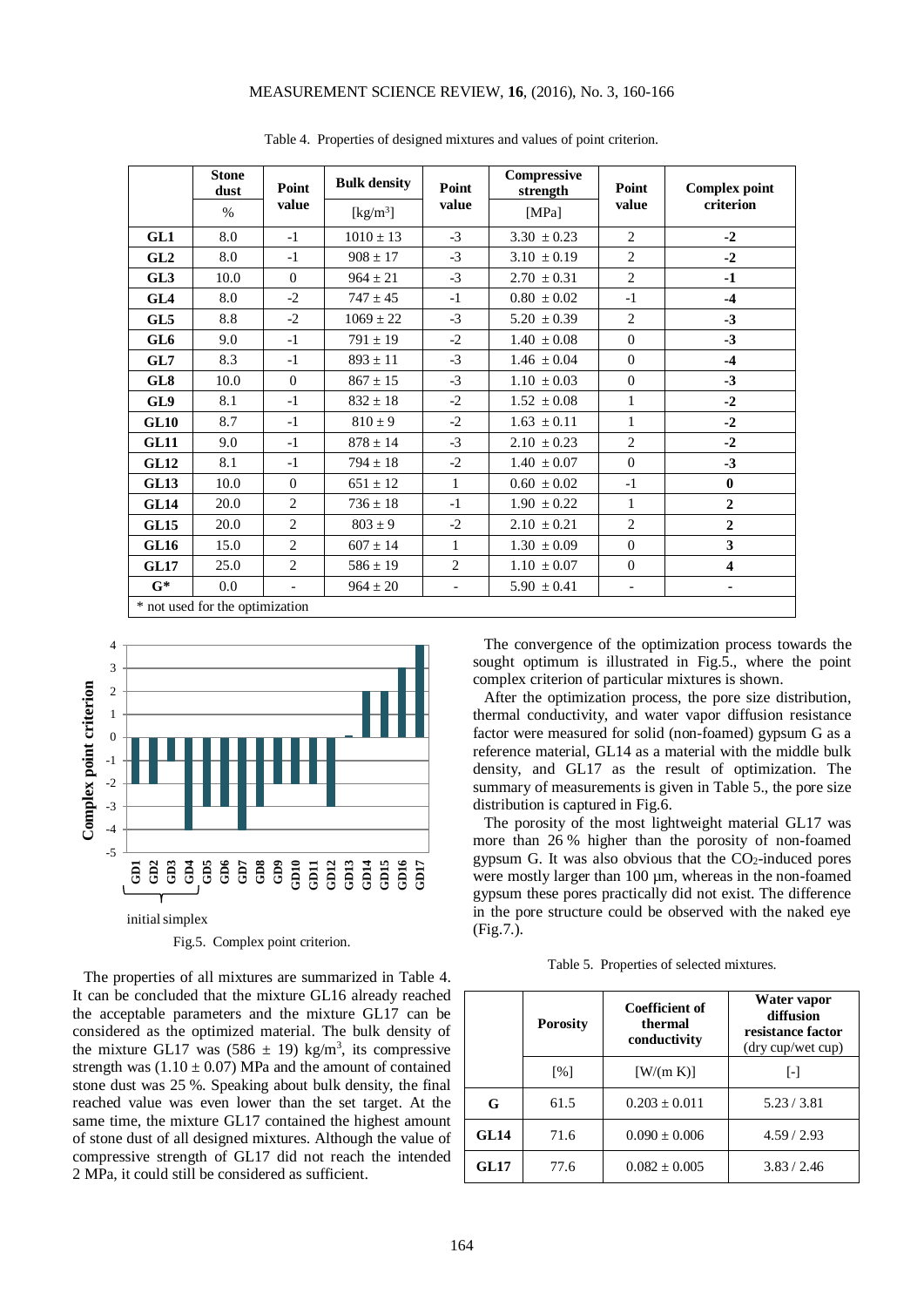Table 4. Properties of designed mixtures and values of point criterion.

| | Stone dust | Point value | Bulk density | Point value | Compressive strength | Point value | Complex point criterion |
|---|---|---|---|---|---|---|---|
| | % | | [kg/m$^3$] | | [MPa] | | |
| **GL1** | 8.0 | -1 | 1010 ± 13 | -3 | 3.30 ± 0.23 | 2 | **-2** |
| **GL2** | 8.0 | -1 | 908 ± 17 | -3 | 3.10 ± 0.19 | 2 | **-2** |
| **GL3** | 10.0 | 0 | 964 ± 21 | -3 | 2.70 ± 0.31 | 2 | **-1** |
| **GL4** | 8.0 | -2 | 747 ± 45 | -1 | 0.80 ± 0.02 | -1 | **-4** |
| **GL5** | 8.8 | -2 | 1069 ± 22 | -3 | 5.20 ± 0.39 | 2 | **-3** |
| **GL6** | 9.0 | -1 | 791 ± 19 | -2 | 1.40 ± 0.08 | 0 | **-3** |
| **GL7** | 8.3 | -1 | 893 ± 11 | -3 | 1.46 ± 0.04 | 0 | **-4** |
| **GL8** | 10.0 | 0 | 867 ± 15 | -3 | 1.10 ± 0.03 | 0 | **-3** |
| **GL9** | 8.1 | -1 | 832 ± 18 | -2 | 1.52 ± 0.08 | 1 | **-2** |
| **GL10** | 8.7 | -1 | 810 ± 9 | -2 | 1.63 ± 0.11 | 1 | **-2** |
| **GL11** | 9.0 | -1 | 878 ± 14 | -3 | 2.10 ± 0.23 | 2 | **-2** |
| **GL12** | 8.1 | -1 | 794 ± 18 | -2 | 1.40 ± 0.07 | 0 | **-3** |
| **GL13** | 10.0 | 0 | 651 ± 12 | 1 | 0.60 ± 0.02 | -1 | **0** |
| **GL14** | 20.0 | 2 | 736 ± 18 | -1 | 1.90 ± 0.22 | 1 | **2** |
| **GL15** | 20.0 | 2 | 803 ± 9 | -2 | 2.10 ± 0.21 | 2 | **2** |
| **GL16** | 15.0 | 2 | 607 ± 14 | 1 | 1.30 ± 0.09 | 0 | **3** |
| **GL17** | 25.0 | 2 | 586 ± 19 | 2 | 1.10 ± 0.07 | 0 | **4** |
| **G*** | 0.0 | - | 964 ± 20 | - | 5.90 ± 0.41 | - | **-** |

* not used for the optimization

Fig.5. Complex point criterion.

The properties of all mixtures are summarized in Table 4. It can be concluded that the mixture GL16 already reached the acceptable parameters and the mixture GL17 can be considered as the optimized material. The bulk density of the mixture GL17 was (586 ± 19) kg/m$^3$, its compressive strength was (1.10 ± 0.07) MPa and the amount of contained stone dust was 25 %. Speaking about bulk density, the final reached value was even lower than the set target. At the same time, the mixture GL17 contained the highest amount of stone dust of all designed mixtures. Although the value of compressive strength of GL17 did not reach the intended 2 MPa, it could still be considered as sufficient.

The convergence of the optimization process towards the sought optimum is illustrated in Fig.5., where the point complex criterion of particular mixtures is shown.

After the optimization process, the pore size distribution, thermal conductivity, and water vapor diffusion resistance factor were measured for solid (non-foamed) gypsum G as a reference material, GL14 as a material with the middle bulk density, and GL17 as the result of optimization. The summary of measurements is given in Table 5., the pore size distribution is captured in Fig.6.

The porosity of the most lightweight material GL17 was more than 26 % higher than the porosity of non-foamed gypsum G. It was also obvious that the $CO_2$-induced pores were mostly larger than 100 μm, whereas in the non-foamed gypsum these pores practically did not exist. The difference in the pore structure could be observed with the naked eye (Fig.7.).

Table 5. Properties of selected mixtures.

| | Porosity | Coefficient of thermal conductivity | Water vapor diffusion resistance factor (dry cup/wet cup) |
|---|---|---|---|
| | [%] | [W/(m K)] | [-] |
| **G** | 61.5 | 0.203 ± 0.011 | 5.23 / 3.81 |
| **GL14** | 71.6 | 0.090 ± 0.006 | 4.59 / 2.93 |
| **GL17** | 77.6 | 0.082 ± 0.005 | 3.83 / 2.46 |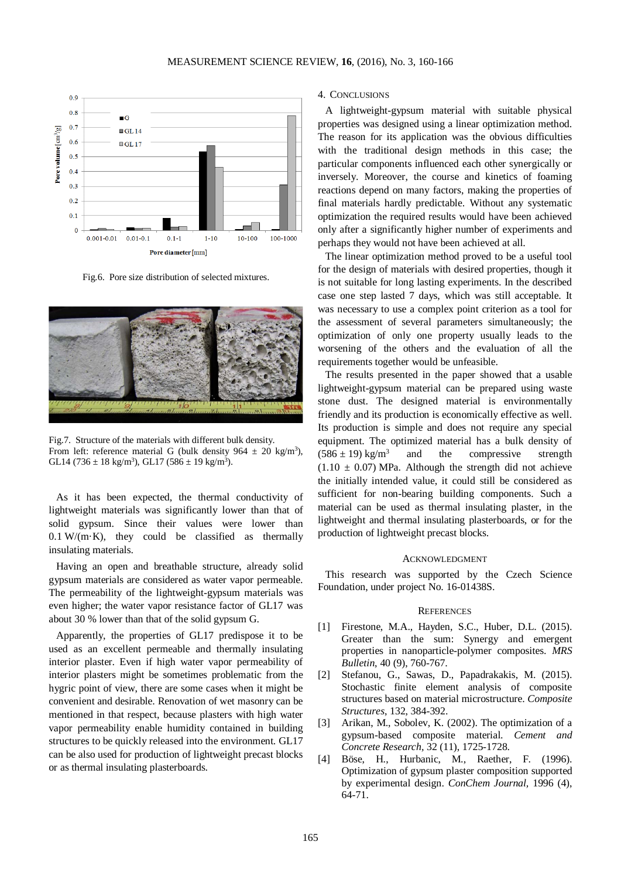Fig.6. Pore size distribution of selected mixtures.

Fig.7. Structure of the materials with different bulk density. From left: reference material G (bulk density 964 ± 20 kg/m$^3$), GL14 (736 ± 18 kg/m$^3$), GL17 (586 ± 19 kg/m$^3$).

As it has been expected, the thermal conductivity of lightweight materials was significantly lower than that of solid gypsum. Since their values were lower than 0.1 W/(m·K), they could be classified as thermally insulating materials.

Having an open and breathable structure, already solid gypsum materials are considered as water vapor permeable. The permeability of the lightweight-gypsum materials was even higher; the water vapor resistance factor of GL17 was about 30 % lower than that of the solid gypsum G.

Apparently, the properties of GL17 predispose it to be used as an excellent permeable and thermally insulating interior plaster. Even if high water vapor permeability of interior plasters might be sometimes problematic from the hygric point of view, there are some cases when it might be convenient and desirable. Renovation of wet masonry can be mentioned in that respect, because plasters with high water vapor permeability enable humidity contained in building structures to be quickly released into the environment. GL17 can be also used for production of lightweight precast blocks or as thermal insulating plasterboards.

## 4. Conclusions

A lightweight-gypsum material with suitable physical properties was designed using a linear optimization method. The reason for its application was the obvious difficulties with the traditional design methods in this case; the particular components influenced each other synergically or inversely. Moreover, the course and kinetics of foaming reactions depend on many factors, making the properties of final materials hardly predictable. Without any systematic optimization the required results would have been achieved only after a significantly higher number of experiments and perhaps they would not have been achieved at all.

The linear optimization method proved to be a useful tool for the design of materials with desired properties, though it is not suitable for long lasting experiments. In the described case one step lasted 7 days, which was still acceptable. It was necessary to use a complex point criterion as a tool for the assessment of several parameters simultaneously; the optimization of only one property usually leads to the worsening of the others and the evaluation of all the requirements together would be unfeasible.

The results presented in the paper showed that a usable lightweight-gypsum material can be prepared using waste stone dust. The designed material is environmentally friendly and its production is economically effective as well. Its production is simple and does not require any special equipment. The optimized material has a bulk density of (586 ± 19) kg/m$^3$ and the compressive strength (1.10 ± 0.07) MPa. Although the strength did not achieve the initially intended value, it could still be considered as sufficient for non-bearing building components. Such a material can be used as thermal insulating plaster, in the lightweight and thermal insulating plasterboards, or for the production of lightweight precast blocks.

## Acknowledgment

This research was supported by the Czech Science Foundation, under project No. 16-01438S.

## References

[1] Firestone, M.A., Hayden, S.C., Huber, D.L. (2015). Greater than the sum: Synergy and emergent properties in nanoparticle-polymer composites. *MRS Bulletin*, 40 (9), 760-767.

[2] Stefanou, G., Savvas, D., Papadrakakis, M. (2015). Stochastic finite element analysis of composite structures based on material microstructure. *Composite Structures*, 132, 384-392.

[3] Arikan, M., Sobolev, K. (2002). The optimization of a gypsum-based composite material. *Cement and Concrete Research*, 32 (11), 1725-1728.

[4] Böse, H., Hurbanic, M., Raether, F. (1996). Optimization of gypsum plaster composition supported by experimental design. *ConChem Journal*, 1996 (4), 64-71.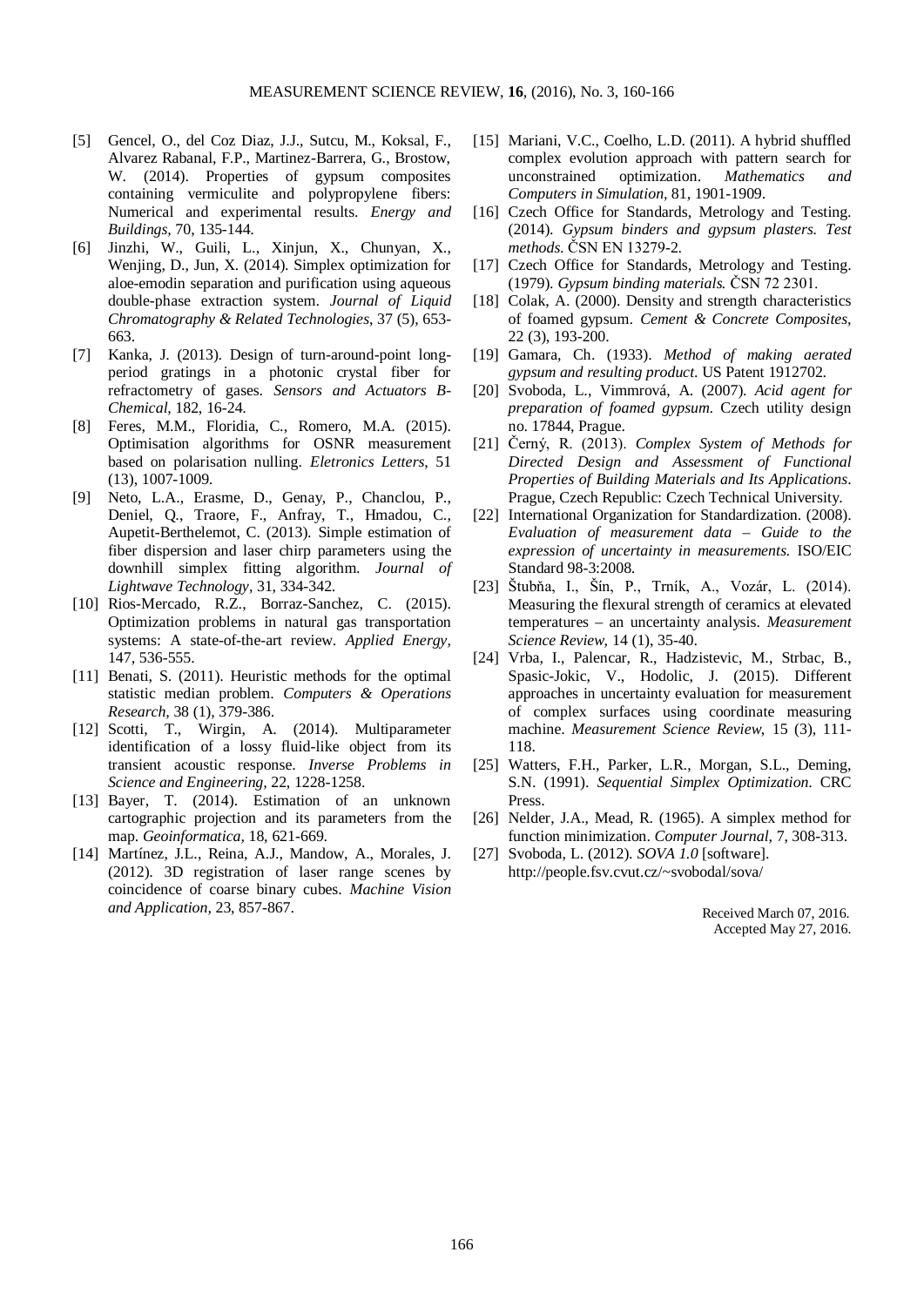[5] Gencel, O., del Coz Diaz, J.J., Sutcu, M., Koksal, F., Alvarez Rabanal, F.P., Martinez-Barrera, G., Brostow, W. (2014). Properties of gypsum composites containing vermiculite and polypropylene fibers: Numerical and experimental results. *Energy and Buildings*, 70, 135-144.

[6] Jinzhi, W., Guili, L., Xinjun, X., Chunyan, X., Wenjing, D., Jun, X. (2014). Simplex optimization for aloe-emodin separation and purification using aqueous double-phase extraction system. *Journal of Liquid Chromatography & Related Technologies*, 37 (5), 653-663.

[7] Kanka, J. (2013). Design of turn-around-point long-period gratings in a photonic crystal fiber for refractometry of gases. *Sensors and Actuators B-Chemical*, 182, 16-24.

[8] Feres, M.M., Floridia, C., Romero, M.A. (2015). Optimisation algorithms for OSNR measurement based on polarisation nulling. *Eletronics Letters*, 51 (13), 1007-1009.

[9] Neto, L.A., Erasme, D., Genay, P., Chanclou, P., Deniel, Q., Traore, F., Anfray, T., Hmadou, C., Aupetit-Berthelemot, C. (2013). Simple estimation of fiber dispersion and laser chirp parameters using the downhill simplex fitting algorithm. *Journal of Lightwave Technology*, 31, 334-342.

[10] Rios-Mercado, R.Z., Borraz-Sanchez, C. (2015). Optimization problems in natural gas transportation systems: A state-of-the-art review. *Applied Energy*, 147, 536-555.

[11] Benati, S. (2011). Heuristic methods for the optimal statistic median problem. *Computers & Operations Research*, 38 (1), 379-386.

[12] Scotti, T., Wirgin, A. (2014). Multiparameter identification of a lossy fluid-like object from its transient acoustic response. *Inverse Problems in Science and Engineering*, 22, 1228-1258.

[13] Bayer, T. (2014). Estimation of an unknown cartographic projection and its parameters from the map. *Geoinformatica*, 18, 621-669.

[14] Martínez, J.L., Reina, A.J., Mandow, A., Morales, J. (2012). 3D registration of laser range scenes by coincidence of coarse binary cubes. *Machine Vision and Application*, 23, 857-867.

[15] Mariani, V.C., Coelho, L.D. (2011). A hybrid shuffled complex evolution approach with pattern search for unconstrained optimization. *Mathematics and Computers in Simulation*, 81, 1901-1909.

[16] Czech Office for Standards, Metrology and Testing. (2014). *Gypsum binders and gypsum plasters. Test methods*. ČSN EN 13279-2.

[17] Czech Office for Standards, Metrology and Testing. (1979). *Gypsum binding materials*. ČSN 72 2301.

[18] Colak, A. (2000). Density and strength characteristics of foamed gypsum. *Cement & Concrete Composites*, 22 (3), 193-200.

[19] Gamara, Ch. (1933). *Method of making aerated gypsum and resulting product*. US Patent 1912702.

[20] Svoboda, L., Vimmrová, A. (2007). *Acid agent for preparation of foamed gypsum*. Czech utility design no. 17844, Prague.

[21] Černý, R. (2013). *Complex System of Methods for Directed Design and Assessment of Functional Properties of Building Materials and Its Applications*. Prague, Czech Republic: Czech Technical University.

[22] International Organization for Standardization. (2008). *Evaluation of measurement data – Guide to the expression of uncertainty in measurements*. ISO/EIC Standard 98-3:2008.

[23] Štubňa, I., Šín, P., Trník, A., Vozár, L. (2014). Measuring the flexural strength of ceramics at elevated temperatures – an uncertainty analysis. *Measurement Science Review*, 14 (1), 35-40.

[24] Vrba, I., Palencar, R., Hadzistevic, M., Strbac, B., Spasic-Jokic, V., Hodolic, J. (2015). Different approaches in uncertainty evaluation for measurement of complex surfaces using coordinate measuring machine. *Measurement Science Review*, 15 (3), 111-118.

[25] Watters, F.H., Parker, L.R., Morgan, S.L., Deming, S.N. (1991). *Sequential Simplex Optimization*. CRC Press.

[26] Nelder, J.A., Mead, R. (1965). A simplex method for function minimization. *Computer Journal*, 7, 308-313.

[27] Svoboda, L. (2012). *SOVA 1.0* [software]. http://people.fsv.cvut.cz/~svobodal/sova/

Received March 07, 2016.
Accepted May 27, 2016.